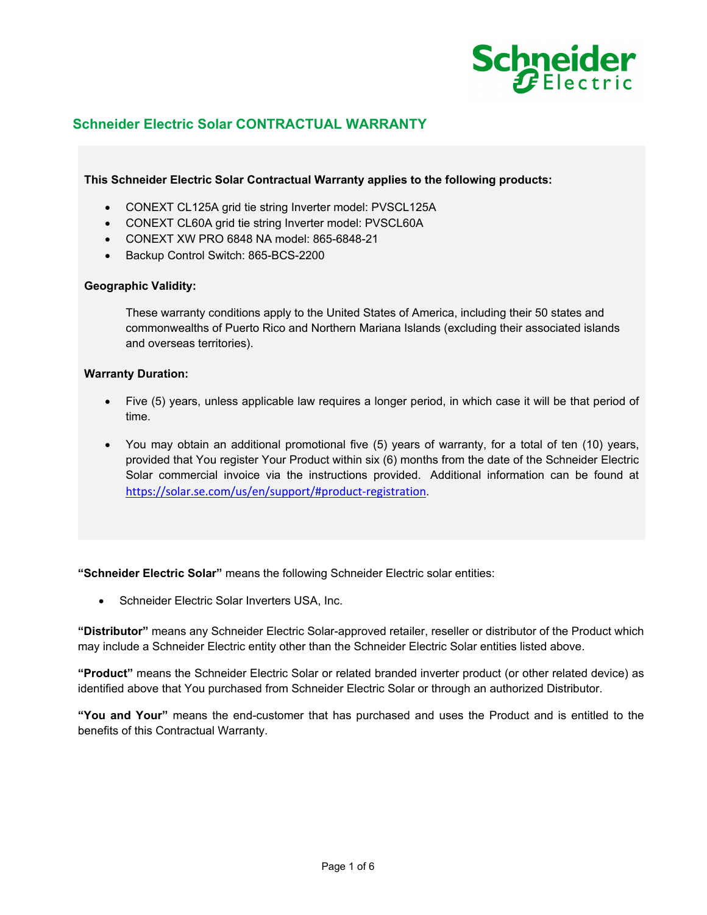## Schneider Electric Solar CONTRACTUAL WARRANTY

**This Schneider Electric Solar Contractual Warranty applies to the following products:**

- CONEXT CL125A grid tie string Inverter model: PVSCL125A
- CONEXT CL60A grid tie string Inverter model: PVSCL60A
- CONEXT XW PRO 6848 NA model: 865-6848-21
- Backup Control Switch: 865-BCS-2200

**Geographic Validity:**

These warranty conditions apply to the United States of America, including their 50 states and commonwealths of Puerto Rico and Northern Mariana Islands (excluding their associated islands and overseas territories).

**Warranty Duration:**

- Five (5) years, unless applicable law requires a longer period, in which case it will be that period of time.
- You may obtain an additional promotional five (5) years of warranty, for a total of ten (10) years, provided that You register Your Product within six (6) months from the date of the Schneider Electric Solar commercial invoice via the instructions provided. Additional information can be found at https://solar.se.com/us/en/support/#product-registration.

**"Schneider Electric Solar"** means the following Schneider Electric solar entities:

- Schneider Electric Solar Inverters USA, Inc.

**"Distributor"** means any Schneider Electric Solar-approved retailer, reseller or distributor of the Product which may include a Schneider Electric entity other than the Schneider Electric Solar entities listed above.

**"Product"** means the Schneider Electric Solar or related branded inverter product (or other related device) as identified above that You purchased from Schneider Electric Solar or through an authorized Distributor.

**"You and Your"** means the end-customer that has purchased and uses the Product and is entitled to the benefits of this Contractual Warranty.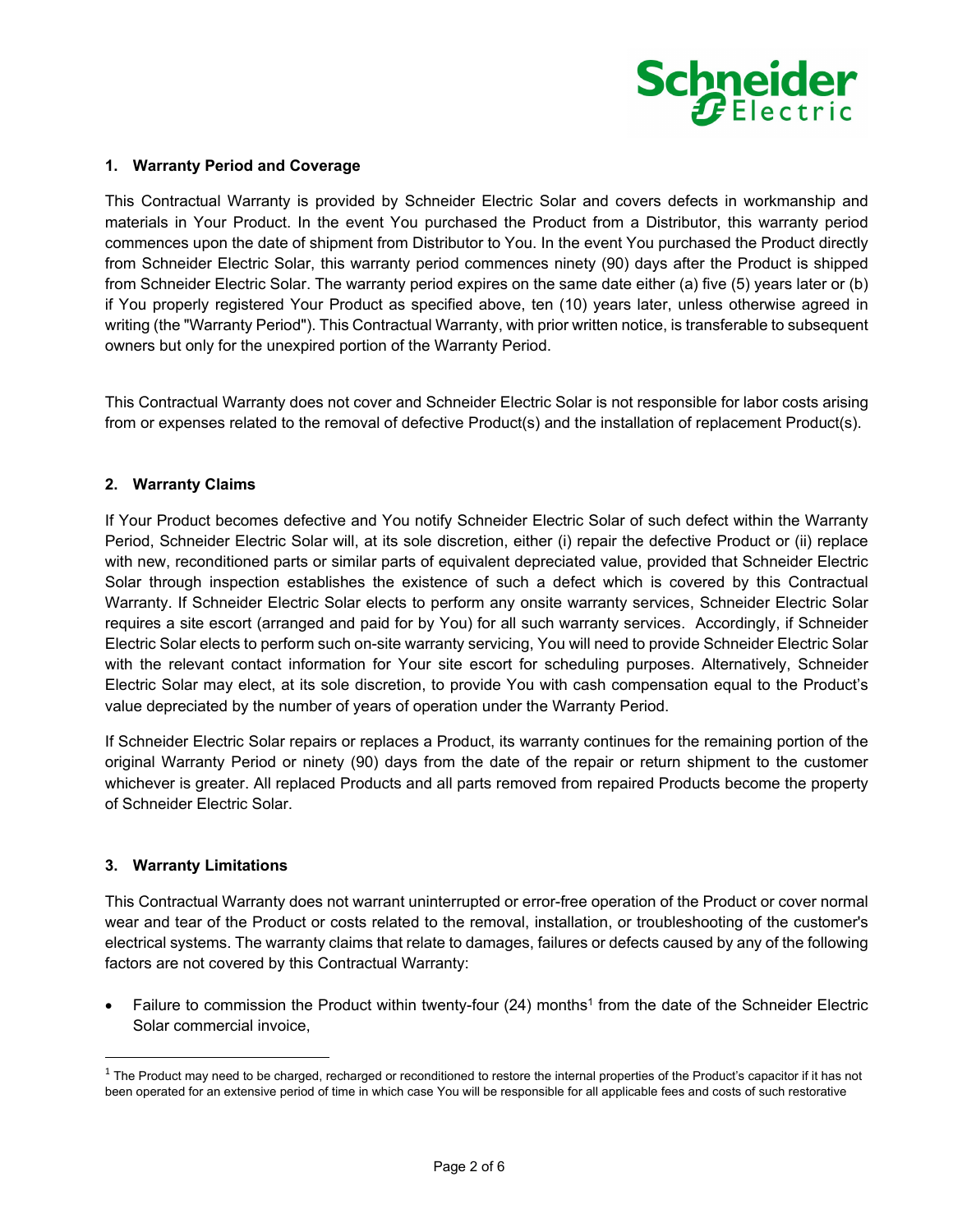## 1. Warranty Period and Coverage

This Contractual Warranty is provided by Schneider Electric Solar and covers defects in workmanship and materials in Your Product. In the event You purchased the Product from a Distributor, this warranty period commences upon the date of shipment from Distributor to You. In the event You purchased the Product directly from Schneider Electric Solar, this warranty period commences ninety (90) days after the Product is shipped from Schneider Electric Solar. The warranty period expires on the same date either (a) five (5) years later or (b) if You properly registered Your Product as specified above, ten (10) years later, unless otherwise agreed in writing (the "Warranty Period"). This Contractual Warranty, with prior written notice, is transferable to subsequent owners but only for the unexpired portion of the Warranty Period.

This Contractual Warranty does not cover and Schneider Electric Solar is not responsible for labor costs arising from or expenses related to the removal of defective Product(s) and the installation of replacement Product(s).

## 2. Warranty Claims

If Your Product becomes defective and You notify Schneider Electric Solar of such defect within the Warranty Period, Schneider Electric Solar will, at its sole discretion, either (i) repair the defective Product or (ii) replace with new, reconditioned parts or similar parts of equivalent depreciated value, provided that Schneider Electric Solar through inspection establishes the existence of such a defect which is covered by this Contractual Warranty. If Schneider Electric Solar elects to perform any onsite warranty services, Schneider Electric Solar requires a site escort (arranged and paid for by You) for all such warranty services. Accordingly, if Schneider Electric Solar elects to perform such on-site warranty servicing, You will need to provide Schneider Electric Solar with the relevant contact information for Your site escort for scheduling purposes. Alternatively, Schneider Electric Solar may elect, at its sole discretion, to provide You with cash compensation equal to the Product's value depreciated by the number of years of operation under the Warranty Period.

If Schneider Electric Solar repairs or replaces a Product, its warranty continues for the remaining portion of the original Warranty Period or ninety (90) days from the date of the repair or return shipment to the customer whichever is greater. All replaced Products and all parts removed from repaired Products become the property of Schneider Electric Solar.

## 3. Warranty Limitations

This Contractual Warranty does not warrant uninterrupted or error-free operation of the Product or cover normal wear and tear of the Product or costs related to the removal, installation, or troubleshooting of the customer's electrical systems. The warranty claims that relate to damages, failures or defects caused by any of the following factors are not covered by this Contractual Warranty:

- Failure to commission the Product within twenty-four (24) months[1] from the date of the Schneider Electric Solar commercial invoice,

[1] The Product may need to be charged, recharged or reconditioned to restore the internal properties of the Product's capacitor if it has not been operated for an extensive period of time in which case You will be responsible for all applicable fees and costs of such restorative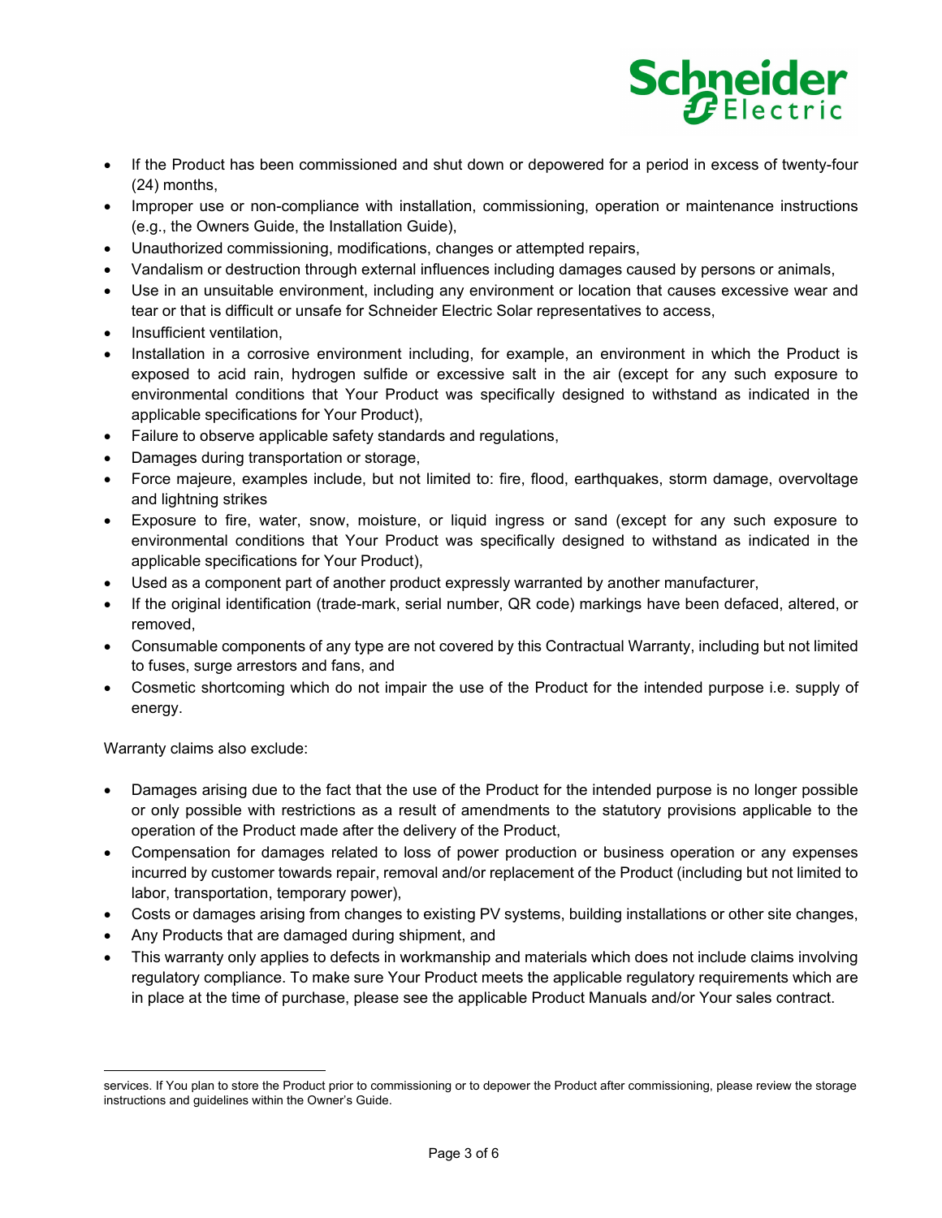- If the Product has been commissioned and shut down or depowered for a period in excess of twenty-four (24) months,
- Improper use or non-compliance with installation, commissioning, operation or maintenance instructions (e.g., the Owners Guide, the Installation Guide),
- Unauthorized commissioning, modifications, changes or attempted repairs,
- Vandalism or destruction through external influences including damages caused by persons or animals,
- Use in an unsuitable environment, including any environment or location that causes excessive wear and tear or that is difficult or unsafe for Schneider Electric Solar representatives to access,
- Insufficient ventilation,
- Installation in a corrosive environment including, for example, an environment in which the Product is exposed to acid rain, hydrogen sulfide or excessive salt in the air (except for any such exposure to environmental conditions that Your Product was specifically designed to withstand as indicated in the applicable specifications for Your Product),
- Failure to observe applicable safety standards and regulations,
- Damages during transportation or storage,
- Force majeure, examples include, but not limited to: fire, flood, earthquakes, storm damage, overvoltage and lightning strikes
- Exposure to fire, water, snow, moisture, or liquid ingress or sand (except for any such exposure to environmental conditions that Your Product was specifically designed to withstand as indicated in the applicable specifications for Your Product),
- Used as a component part of another product expressly warranted by another manufacturer,
- If the original identification (trade-mark, serial number, QR code) markings have been defaced, altered, or removed,
- Consumable components of any type are not covered by this Contractual Warranty, including but not limited to fuses, surge arrestors and fans, and
- Cosmetic shortcoming which do not impair the use of the Product for the intended purpose i.e. supply of energy.

Warranty claims also exclude:

- Damages arising due to the fact that the use of the Product for the intended purpose is no longer possible or only possible with restrictions as a result of amendments to the statutory provisions applicable to the operation of the Product made after the delivery of the Product,
- Compensation for damages related to loss of power production or business operation or any expenses incurred by customer towards repair, removal and/or replacement of the Product (including but not limited to labor, transportation, temporary power),
- Costs or damages arising from changes to existing PV systems, building installations or other site changes,
- Any Products that are damaged during shipment, and
- This warranty only applies to defects in workmanship and materials which does not include claims involving regulatory compliance. To make sure Your Product meets the applicable regulatory requirements which are in place at the time of purchase, please see the applicable Product Manuals and/or Your sales contract.

---

services. If You plan to store the Product prior to commissioning or to depower the Product after commissioning, please review the storage instructions and guidelines within the Owner's Guide.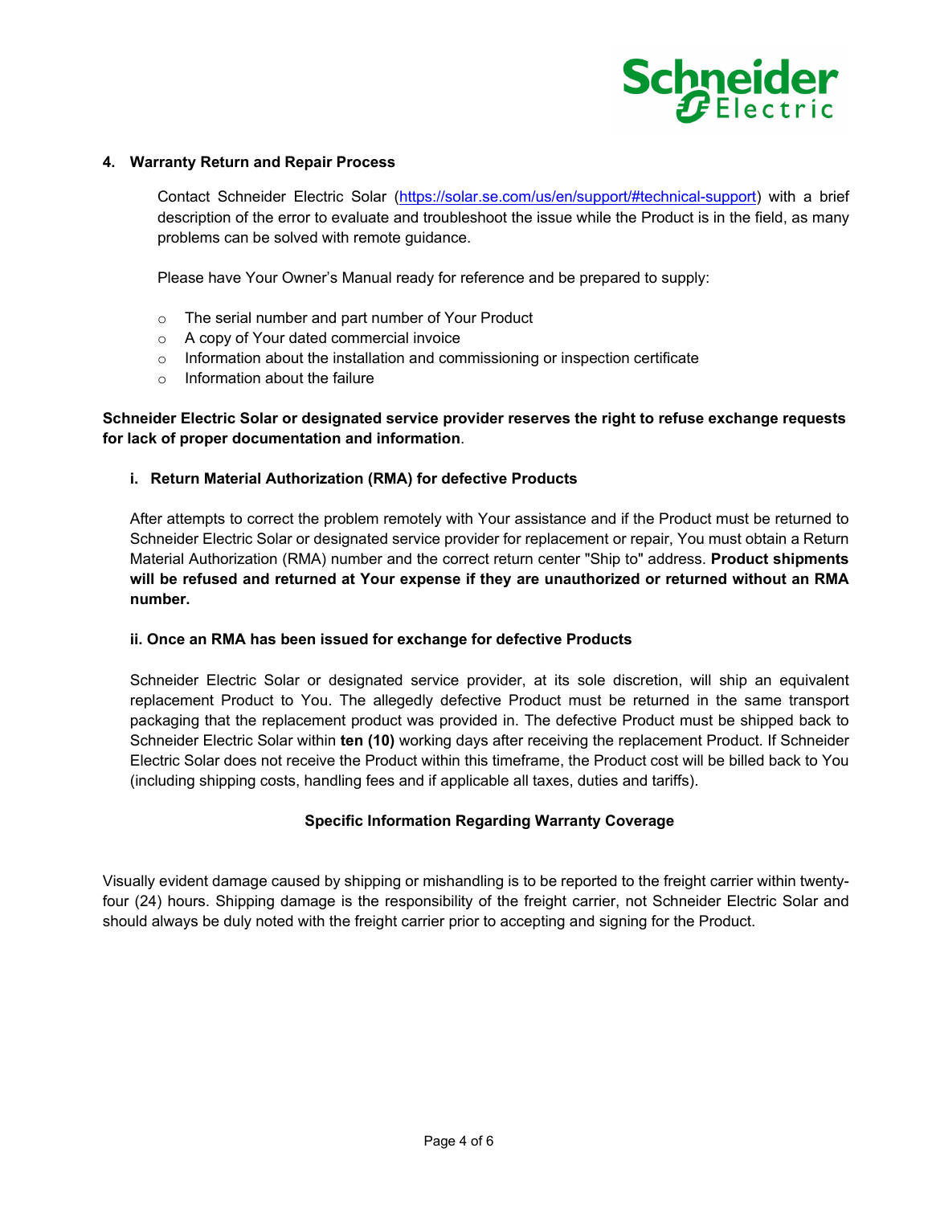## 4. Warranty Return and Repair Process

Contact Schneider Electric Solar (https://solar.se.com/us/en/support/#technical-support) with a brief description of the error to evaluate and troubleshoot the issue while the Product is in the field, as many problems can be solved with remote guidance.

Please have Your Owner's Manual ready for reference and be prepared to supply:

- The serial number and part number of Your Product
- A copy of Your dated commercial invoice
- Information about the installation and commissioning or inspection certificate
- Information about the failure

**Schneider Electric Solar or designated service provider reserves the right to refuse exchange requests for lack of proper documentation and information**.

### i. Return Material Authorization (RMA) for defective Products

After attempts to correct the problem remotely with Your assistance and if the Product must be returned to Schneider Electric Solar or designated service provider for replacement or repair, You must obtain a Return Material Authorization (RMA) number and the correct return center "Ship to" address. **Product shipments will be refused and returned at Your expense if they are unauthorized or returned without an RMA number.**

### ii. Once an RMA has been issued for exchange for defective Products

Schneider Electric Solar or designated service provider, at its sole discretion, will ship an equivalent replacement Product to You. The allegedly defective Product must be returned in the same transport packaging that the replacement product was provided in. The defective Product must be shipped back to Schneider Electric Solar within **ten (10)** working days after receiving the replacement Product. If Schneider Electric Solar does not receive the Product within this timeframe, the Product cost will be billed back to You (including shipping costs, handling fees and if applicable all taxes, duties and tariffs).

**Specific Information Regarding Warranty Coverage**

Visually evident damage caused by shipping or mishandling is to be reported to the freight carrier within twenty-four (24) hours. Shipping damage is the responsibility of the freight carrier, not Schneider Electric Solar and should always be duly noted with the freight carrier prior to accepting and signing for the Product.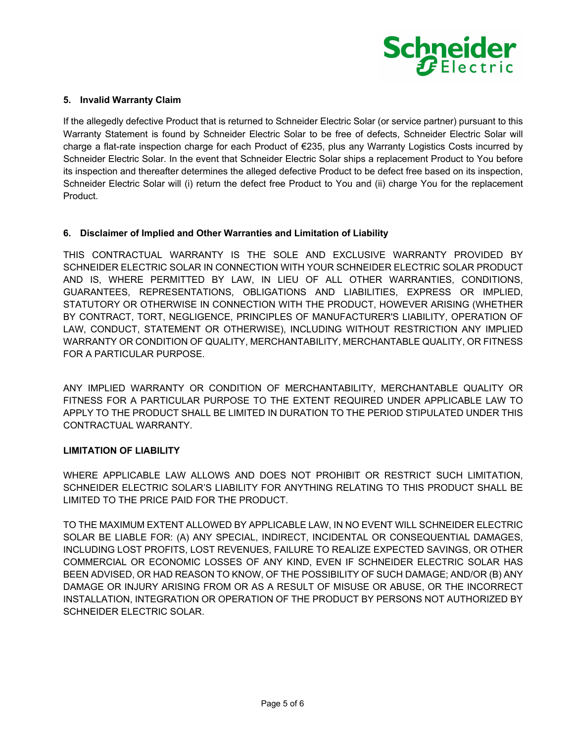## 5. Invalid Warranty Claim

If the allegedly defective Product that is returned to Schneider Electric Solar (or service partner) pursuant to this Warranty Statement is found by Schneider Electric Solar to be free of defects, Schneider Electric Solar will charge a flat-rate inspection charge for each Product of €235, plus any Warranty Logistics Costs incurred by Schneider Electric Solar. In the event that Schneider Electric Solar ships a replacement Product to You before its inspection and thereafter determines the alleged defective Product to be defect free based on its inspection, Schneider Electric Solar will (i) return the defect free Product to You and (ii) charge You for the replacement Product.

## 6. Disclaimer of Implied and Other Warranties and Limitation of Liability

THIS CONTRACTUAL WARRANTY IS THE SOLE AND EXCLUSIVE WARRANTY PROVIDED BY SCHNEIDER ELECTRIC SOLAR IN CONNECTION WITH YOUR SCHNEIDER ELECTRIC SOLAR PRODUCT AND IS, WHERE PERMITTED BY LAW, IN LIEU OF ALL OTHER WARRANTIES, CONDITIONS, GUARANTEES, REPRESENTATIONS, OBLIGATIONS AND LIABILITIES, EXPRESS OR IMPLIED, STATUTORY OR OTHERWISE IN CONNECTION WITH THE PRODUCT, HOWEVER ARISING (WHETHER BY CONTRACT, TORT, NEGLIGENCE, PRINCIPLES OF MANUFACTURER'S LIABILITY, OPERATION OF LAW, CONDUCT, STATEMENT OR OTHERWISE), INCLUDING WITHOUT RESTRICTION ANY IMPLIED WARRANTY OR CONDITION OF QUALITY, MERCHANTABILITY, MERCHANTABLE QUALITY, OR FITNESS FOR A PARTICULAR PURPOSE.

ANY IMPLIED WARRANTY OR CONDITION OF MERCHANTABILITY, MERCHANTABLE QUALITY OR FITNESS FOR A PARTICULAR PURPOSE TO THE EXTENT REQUIRED UNDER APPLICABLE LAW TO APPLY TO THE PRODUCT SHALL BE LIMITED IN DURATION TO THE PERIOD STIPULATED UNDER THIS CONTRACTUAL WARRANTY.

### LIMITATION OF LIABILITY

WHERE APPLICABLE LAW ALLOWS AND DOES NOT PROHIBIT OR RESTRICT SUCH LIMITATION, SCHNEIDER ELECTRIC SOLAR'S LIABILITY FOR ANYTHING RELATING TO THIS PRODUCT SHALL BE LIMITED TO THE PRICE PAID FOR THE PRODUCT.

TO THE MAXIMUM EXTENT ALLOWED BY APPLICABLE LAW, IN NO EVENT WILL SCHNEIDER ELECTRIC SOLAR BE LIABLE FOR: (A) ANY SPECIAL, INDIRECT, INCIDENTAL OR CONSEQUENTIAL DAMAGES, INCLUDING LOST PROFITS, LOST REVENUES, FAILURE TO REALIZE EXPECTED SAVINGS, OR OTHER COMMERCIAL OR ECONOMIC LOSSES OF ANY KIND, EVEN IF SCHNEIDER ELECTRIC SOLAR HAS BEEN ADVISED, OR HAD REASON TO KNOW, OF THE POSSIBILITY OF SUCH DAMAGE; AND/OR (B) ANY DAMAGE OR INJURY ARISING FROM OR AS A RESULT OF MISUSE OR ABUSE, OR THE INCORRECT INSTALLATION, INTEGRATION OR OPERATION OF THE PRODUCT BY PERSONS NOT AUTHORIZED BY SCHNEIDER ELECTRIC SOLAR.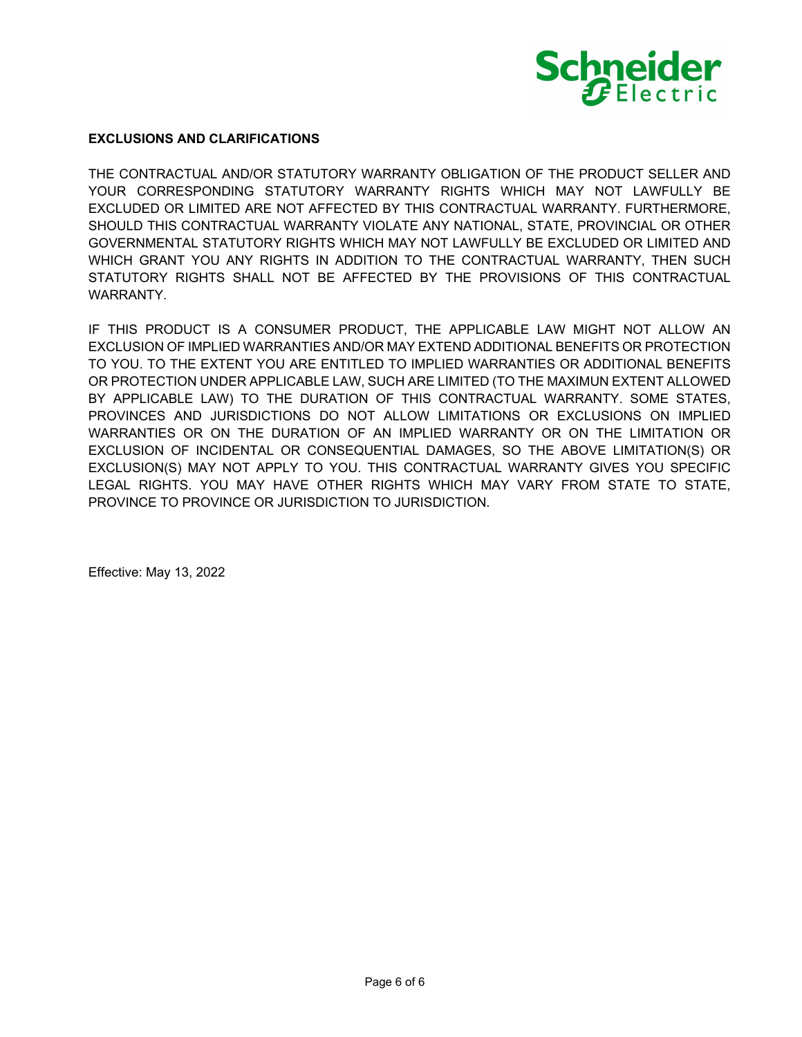## EXCLUSIONS AND CLARIFICATIONS

THE CONTRACTUAL AND/OR STATUTORY WARRANTY OBLIGATION OF THE PRODUCT SELLER AND YOUR CORRESPONDING STATUTORY WARRANTY RIGHTS WHICH MAY NOT LAWFULLY BE EXCLUDED OR LIMITED ARE NOT AFFECTED BY THIS CONTRACTUAL WARRANTY. FURTHERMORE, SHOULD THIS CONTRACTUAL WARRANTY VIOLATE ANY NATIONAL, STATE, PROVINCIAL OR OTHER GOVERNMENTAL STATUTORY RIGHTS WHICH MAY NOT LAWFULLY BE EXCLUDED OR LIMITED AND WHICH GRANT YOU ANY RIGHTS IN ADDITION TO THE CONTRACTUAL WARRANTY, THEN SUCH STATUTORY RIGHTS SHALL NOT BE AFFECTED BY THE PROVISIONS OF THIS CONTRACTUAL WARRANTY.

IF THIS PRODUCT IS A CONSUMER PRODUCT, THE APPLICABLE LAW MIGHT NOT ALLOW AN EXCLUSION OF IMPLIED WARRANTIES AND/OR MAY EXTEND ADDITIONAL BENEFITS OR PROTECTION TO YOU. TO THE EXTENT YOU ARE ENTITLED TO IMPLIED WARRANTIES OR ADDITIONAL BENEFITS OR PROTECTION UNDER APPLICABLE LAW, SUCH ARE LIMITED (TO THE MAXIMUN EXTENT ALLOWED BY APPLICABLE LAW) TO THE DURATION OF THIS CONTRACTUAL WARRANTY. SOME STATES, PROVINCES AND JURISDICTIONS DO NOT ALLOW LIMITATIONS OR EXCLUSIONS ON IMPLIED WARRANTIES OR ON THE DURATION OF AN IMPLIED WARRANTY OR ON THE LIMITATION OR EXCLUSION OF INCIDENTAL OR CONSEQUENTIAL DAMAGES, SO THE ABOVE LIMITATION(S) OR EXCLUSION(S) MAY NOT APPLY TO YOU. THIS CONTRACTUAL WARRANTY GIVES YOU SPECIFIC LEGAL RIGHTS. YOU MAY HAVE OTHER RIGHTS WHICH MAY VARY FROM STATE TO STATE, PROVINCE TO PROVINCE OR JURISDICTION TO JURISDICTION.

Effective: May 13, 2022